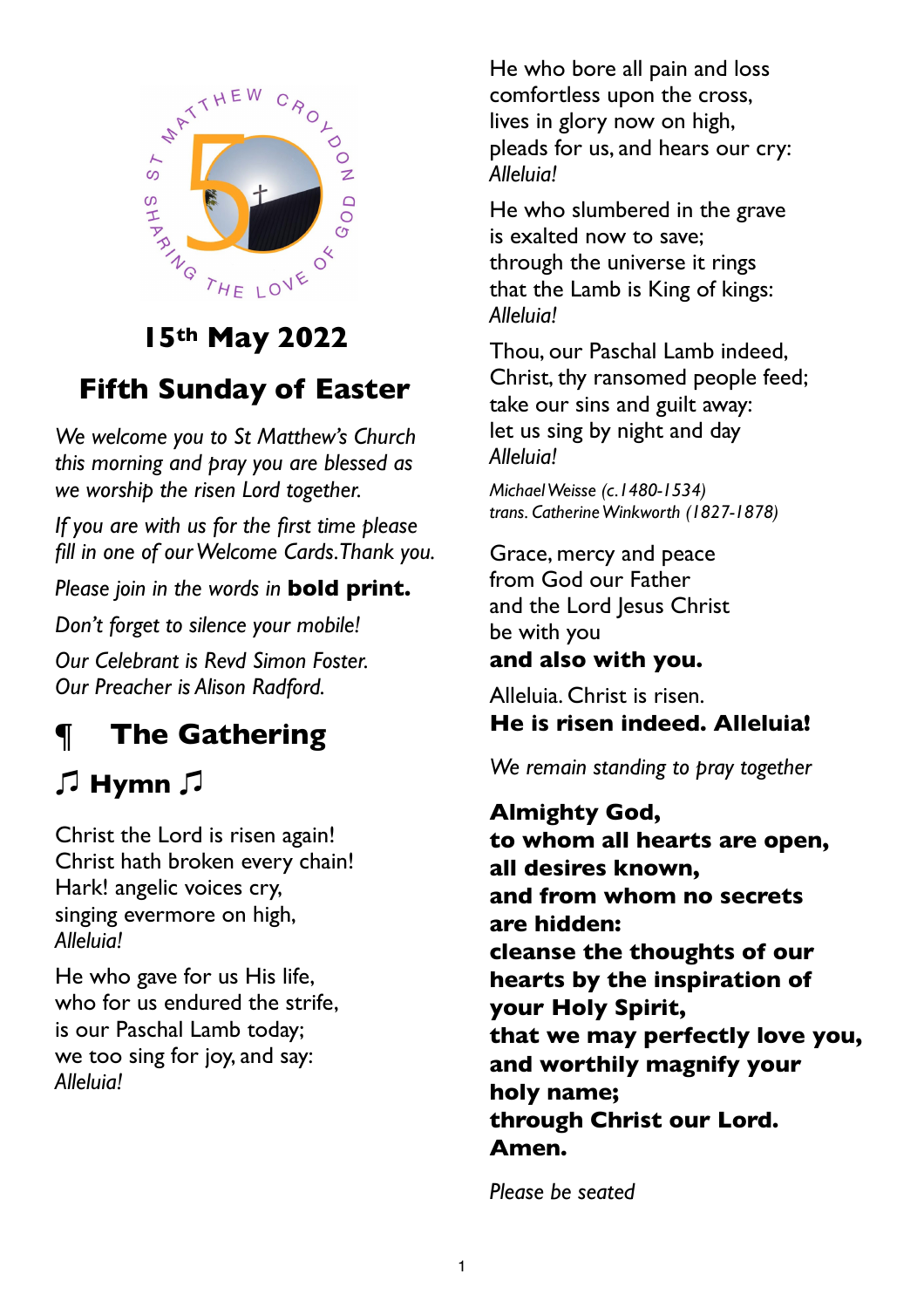## 15th May 2022

## Fifth Sunday of Easter

*We welcome you to St Matthew's Church this morning and pray you are blessed as we worship the risen Lord together.*

*If you are with us for the first time please fill in one of our Welcome Cards. Thank you.*

*Please join in the words in* **bold print.**

*Don't forget to silence your mobile!*

*Our Celebrant is Revd Simon Foster.*
*Our Preacher is Alison Radford.*

# ¶ The Gathering

## ♫ Hymn ♫

Christ the Lord is risen again!
Christ hath broken every chain!
Hark! angelic voices cry,
singing evermore on high,
*Alleluia!*

He who gave for us His life,
who for us endured the strife,
is our Paschal Lamb today;
we too sing for joy, and say:
*Alleluia!*

He who bore all pain and loss
comfortless upon the cross,
lives in glory now on high,
pleads for us, and hears our cry:
*Alleluia!*

He who slumbered in the grave
is exalted now to save;
through the universe it rings
that the Lamb is King of kings:
*Alleluia!*

Thou, our Paschal Lamb indeed,
Christ, thy ransomed people feed;
take our sins and guilt away:
let us sing by night and day
*Alleluia!*

*Michael Weisse (c.1480-1534)*
*trans. Catherine Winkworth (1827-1878)*

Grace, mercy and peace
from God our Father
and the Lord Jesus Christ
be with you
**and also with you.**

Alleluia. Christ is risen.
**He is risen indeed. Alleluia!**

*We remain standing to pray together*

**Almighty God,**
**to whom all hearts are open,**
**all desires known,**
**and from whom no secrets are hidden:**
**cleanse the thoughts of our hearts by the inspiration of your Holy Spirit,**
**that we may perfectly love you,**
**and worthily magnify your holy name;**
**through Christ our Lord.**
**Amen.**

*Please be seated*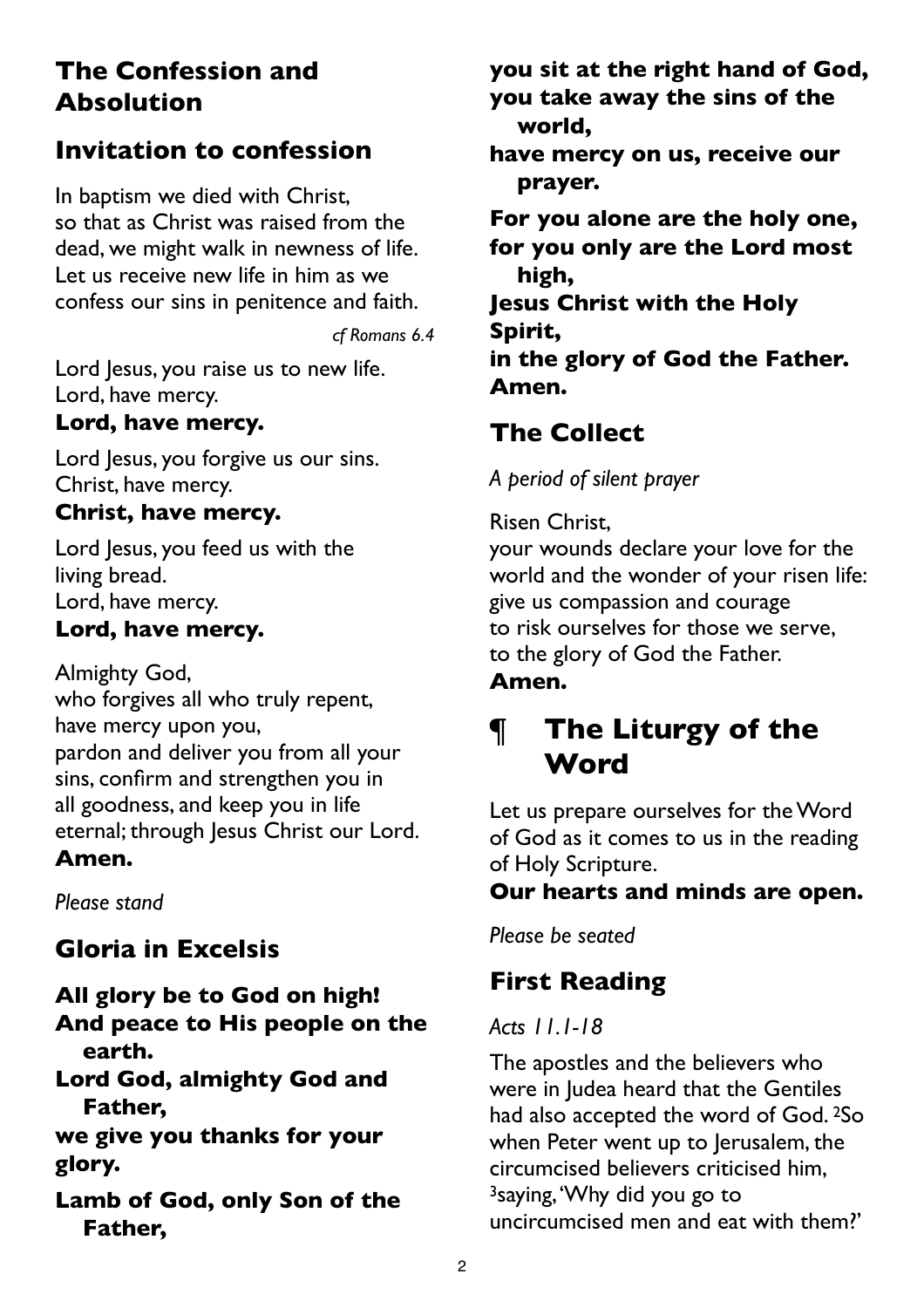## The Confession and Absolution

## Invitation to confession

In baptism we died with Christ,
so that as Christ was raised from the dead, we might walk in newness of life. Let us receive new life in him as we confess our sins in penitence and faith.

*cf Romans 6.4*

Lord Jesus, you raise us to new life.
Lord, have mercy.
**Lord, have mercy.**

Lord Jesus, you forgive us our sins.
Christ, have mercy.
**Christ, have mercy.**

Lord Jesus, you feed us with the living bread.
Lord, have mercy.
**Lord, have mercy.**

Almighty God,
who forgives all who truly repent,
have mercy upon you,
pardon and deliver you from all your sins, confirm and strengthen you in all goodness, and keep you in life eternal; through Jesus Christ our Lord.
**Amen.**

*Please stand*

## Gloria in Excelsis

**All glory be to God on high!**
**And peace to His people on the earth.**
**Lord God, almighty God and Father,**
**we give you thanks for your glory.**

**Lamb of God, only Son of the Father,**
**you sit at the right hand of God,**
**you take away the sins of the world,**
**have mercy on us, receive our prayer.**

**For you alone are the holy one,**
**for you only are the Lord most high,**
**Jesus Christ with the Holy Spirit,**
**in the glory of God the Father.**
**Amen.**

## The Collect

*A period of silent prayer*

Risen Christ,
your wounds declare your love for the world and the wonder of your risen life:
give us compassion and courage
to risk ourselves for those we serve,
to the glory of God the Father.
**Amen.**

# ¶ The Liturgy of the Word

Let us prepare ourselves for the Word of God as it comes to us in the reading of Holy Scripture.
**Our hearts and minds are open.**

*Please be seated*

## First Reading

*Acts 11.1-18*

The apostles and the believers who were in Judea heard that the Gentiles had also accepted the word of God. 2So when Peter went up to Jerusalem, the circumcised believers criticised him, 3saying, 'Why did you go to uncircumcised men and eat with them?'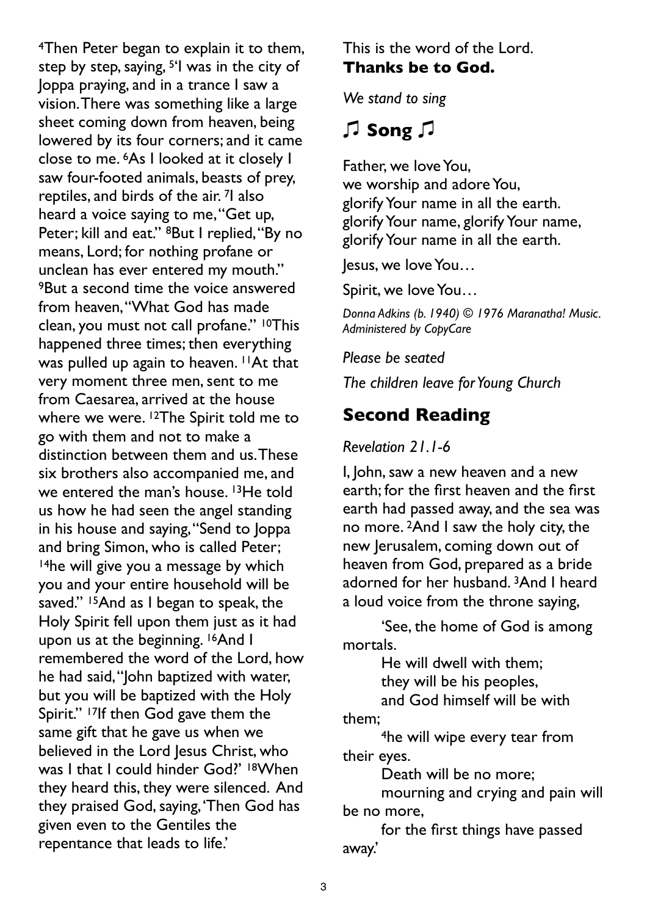[4]Then Peter began to explain it to them, step by step, saying, [5]'I was in the city of Joppa praying, and in a trance I saw a vision. There was something like a large sheet coming down from heaven, being lowered by its four corners; and it came close to me. [6]As I looked at it closely I saw four-footed animals, beasts of prey, reptiles, and birds of the air. [7]I also heard a voice saying to me, "Get up, Peter; kill and eat." [8]But I replied, "By no means, Lord; for nothing profane or unclean has ever entered my mouth." [9]But a second time the voice answered from heaven, "What God has made clean, you must not call profane." [10]This happened three times; then everything was pulled up again to heaven. [11]At that very moment three men, sent to me from Caesarea, arrived at the house where we were. [12]The Spirit told me to go with them and not to make a distinction between them and us. These six brothers also accompanied me, and we entered the man's house. [13]He told us how he had seen the angel standing in his house and saying, "Send to Joppa and bring Simon, who is called Peter; [14]he will give you a message by which you and your entire household will be saved." [15]And as I began to speak, the Holy Spirit fell upon them just as it had upon us at the beginning. [16]And I remembered the word of the Lord, how he had said, "John baptized with water, but you will be baptized with the Holy Spirit." [17]If then God gave them the same gift that he gave us when we believed in the Lord Jesus Christ, who was I that I could hinder God?' [18]When they heard this, they were silenced. And they praised God, saying, 'Then God has given even to the Gentiles the repentance that leads to life.'

This is the word of the Lord.
**Thanks be to God.**

*We stand to sing*

## ♫ Song ♫

Father, we love You,
we worship and adore You,
glorify Your name in all the earth.
glorify Your name, glorify Your name,
glorify Your name in all the earth.

Jesus, we love You…

Spirit, we love You…

*Donna Adkins (b. 1940) © 1976 Maranatha! Music. Administered by CopyCare*

*Please be seated*

*The children leave for Young Church*

## Second Reading

*Revelation 21.1-6*

I, John, saw a new heaven and a new earth; for the first heaven and the first earth had passed away, and the sea was no more. [2]And I saw the holy city, the new Jerusalem, coming down out of heaven from God, prepared as a bride adorned for her husband. [3]And I heard a loud voice from the throne saying,

'See, the home of God is among mortals.
He will dwell with them;
they will be his peoples,
and God himself will be with them;
[4]he will wipe every tear from their eyes.
Death will be no more;
mourning and crying and pain will be no more,
for the first things have passed away.'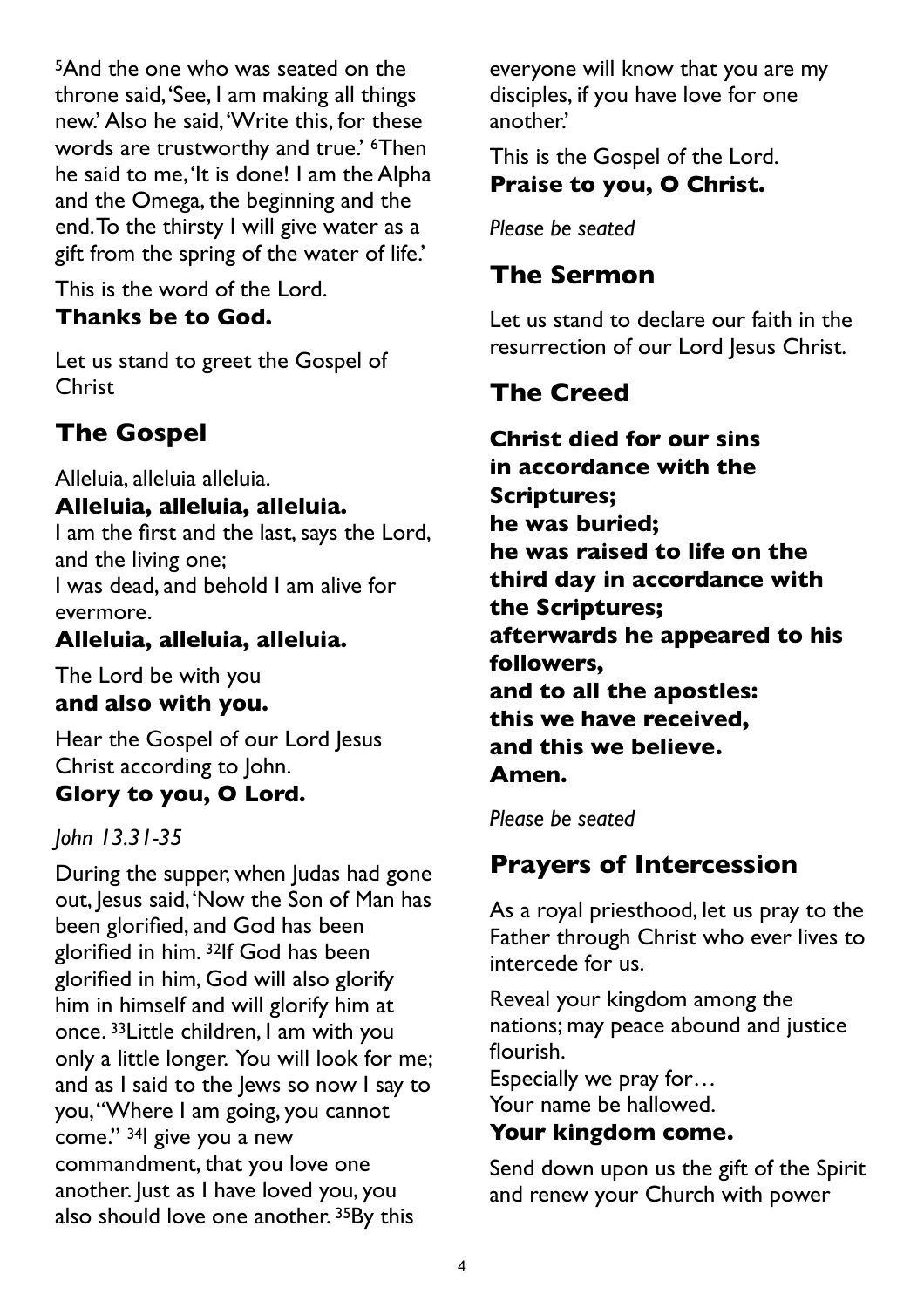[5]And the one who was seated on the throne said, 'See, I am making all things new.' Also he said, 'Write this, for these words are trustworthy and true.' [6]Then he said to me, 'It is done! I am the Alpha and the Omega, the beginning and the end. To the thirsty I will give water as a gift from the spring of the water of life.'

This is the word of the Lord.
**Thanks be to God.**

Let us stand to greet the Gospel of Christ

## The Gospel

Alleluia, alleluia alleluia.
**Alleluia, alleluia, alleluia.**
I am the first and the last, says the Lord, and the living one;
I was dead, and behold I am alive for evermore.
**Alleluia, alleluia, alleluia.**

The Lord be with you
**and also with you.**

Hear the Gospel of our Lord Jesus Christ according to John.
**Glory to you, O Lord.**

*John 13.31-35*

During the supper, when Judas had gone out, Jesus said, 'Now the Son of Man has been glorified, and God has been glorified in him. [32]If God has been glorified in him, God will also glorify him in himself and will glorify him at once. [33]Little children, I am with you only a little longer. You will look for me; and as I said to the Jews so now I say to you, "Where I am going, you cannot come." [34]I give you a new commandment, that you love one another. Just as I have loved you, you also should love one another. [35]By this everyone will know that you are my disciples, if you have love for one another.'

This is the Gospel of the Lord.
**Praise to you, O Christ.**

*Please be seated*

## The Sermon

Let us stand to declare our faith in the resurrection of our Lord Jesus Christ.

## The Creed

**Christ died for our sins**
**in accordance with the Scriptures;**
**he was buried;**
**he was raised to life on the third day in accordance with the Scriptures;**
**afterwards he appeared to his followers,**
**and to all the apostles:**
**this we have received,**
**and this we believe.**
**Amen.**

*Please be seated*

## Prayers of Intercession

As a royal priesthood, let us pray to the Father through Christ who ever lives to intercede for us.

Reveal your kingdom among the nations; may peace abound and justice flourish.
Especially we pray for…
Your name be hallowed.
**Your kingdom come.**

Send down upon us the gift of the Spirit and renew your Church with power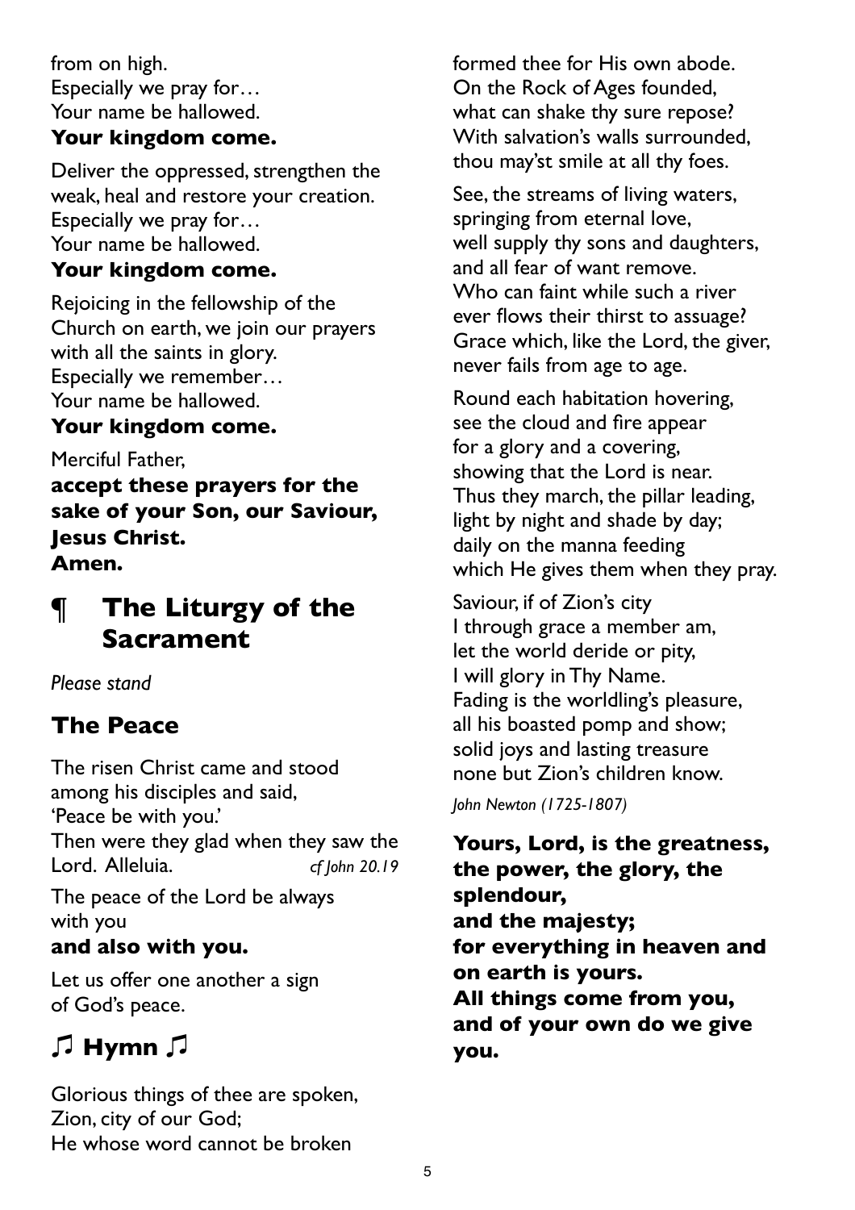from on high.
Especially we pray for…
Your name be hallowed.
**Your kingdom come.**

Deliver the oppressed, strengthen the weak, heal and restore your creation.
Especially we pray for…
Your name be hallowed.
**Your kingdom come.**

Rejoicing in the fellowship of the Church on earth, we join our prayers with all the saints in glory.
Especially we remember…
Your name be hallowed.
**Your kingdom come.**

Merciful Father,
**accept these prayers for the sake of your Son, our Saviour, Jesus Christ.**
**Amen.**

# ¶ The Liturgy of the Sacrament

*Please stand*

## The Peace

The risen Christ came and stood among his disciples and said,
'Peace be with you.'
Then were they glad when they saw the Lord. Alleluia. *cf John 20.19*

The peace of the Lord be always with you
**and also with you.**

Let us offer one another a sign of God's peace.

## ♫ Hymn ♫

Glorious things of thee are spoken,
Zion, city of our God;
He whose word cannot be broken
formed thee for His own abode.
On the Rock of Ages founded,
what can shake thy sure repose?
With salvation's walls surrounded,
thou may'st smile at all thy foes.

See, the streams of living waters,
springing from eternal love,
well supply thy sons and daughters,
and all fear of want remove.
Who can faint while such a river
ever flows their thirst to assuage?
Grace which, like the Lord, the giver,
never fails from age to age.

Round each habitation hovering,
see the cloud and fire appear
for a glory and a covering,
showing that the Lord is near.
Thus they march, the pillar leading,
light by night and shade by day;
daily on the manna feeding
which He gives them when they pray.

Saviour, if of Zion's city
I through grace a member am,
let the world deride or pity,
I will glory in Thy Name.
Fading is the worldling's pleasure,
all his boasted pomp and show;
solid joys and lasting treasure
none but Zion's children know.

*John Newton (1725-1807)*

**Yours, Lord, is the greatness, the power, the glory, the splendour,**
**and the majesty;**
**for everything in heaven and on earth is yours.**
**All things come from you, and of your own do we give you.**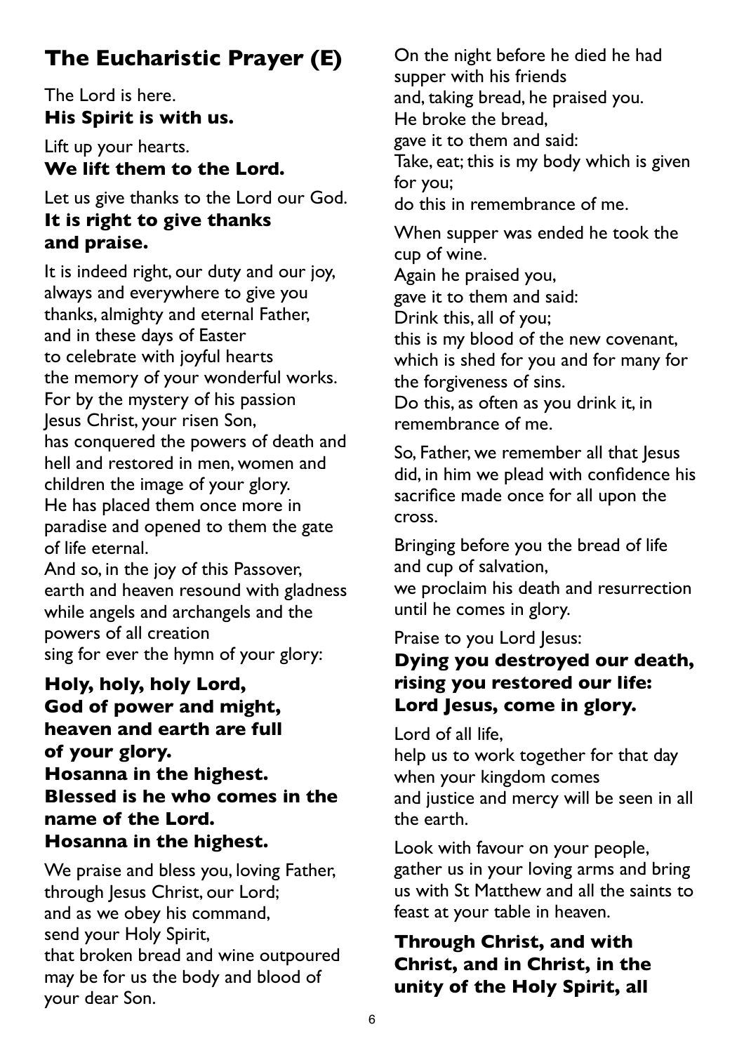# The Eucharistic Prayer (E)

The Lord is here.
**His Spirit is with us.**

Lift up your hearts.
**We lift them to the Lord.**

Let us give thanks to the Lord our God.
**It is right to give thanks and praise.**

It is indeed right, our duty and our joy, always and everywhere to give you thanks, almighty and eternal Father, and in these days of Easter to celebrate with joyful hearts the memory of your wonderful works. For by the mystery of his passion Jesus Christ, your risen Son, has conquered the powers of death and hell and restored in men, women and children the image of your glory. He has placed them once more in paradise and opened to them the gate of life eternal.
And so, in the joy of this Passover, earth and heaven resound with gladness while angels and archangels and the powers of all creation sing for ever the hymn of your glory:

**Holy, holy, holy Lord,**
**God of power and might,**
**heaven and earth are full of your glory.**
**Hosanna in the highest.**
**Blessed is he who comes in the name of the Lord.**
**Hosanna in the highest.**

We praise and bless you, loving Father, through Jesus Christ, our Lord; and as we obey his command, send your Holy Spirit, that broken bread and wine outpoured may be for us the body and blood of your dear Son.

On the night before he died he had supper with his friends
and, taking bread, he praised you.
He broke the bread,
gave it to them and said:
Take, eat; this is my body which is given for you;
do this in remembrance of me.

When supper was ended he took the cup of wine.
Again he praised you,
gave it to them and said:
Drink this, all of you;
this is my blood of the new covenant, which is shed for you and for many for the forgiveness of sins.
Do this, as often as you drink it, in remembrance of me.

So, Father, we remember all that Jesus did, in him we plead with confidence his sacrifice made once for all upon the cross.

Bringing before you the bread of life and cup of salvation,
we proclaim his death and resurrection until he comes in glory.

Praise to you Lord Jesus:
**Dying you destroyed our death,**
**rising you restored our life:**
**Lord Jesus, come in glory.**

Lord of all life,
help us to work together for that day when your kingdom comes
and justice and mercy will be seen in all the earth.

Look with favour on your people, gather us in your loving arms and bring us with St Matthew and all the saints to feast at your table in heaven.

**Through Christ, and with Christ, and in Christ, in the unity of the Holy Spirit, all**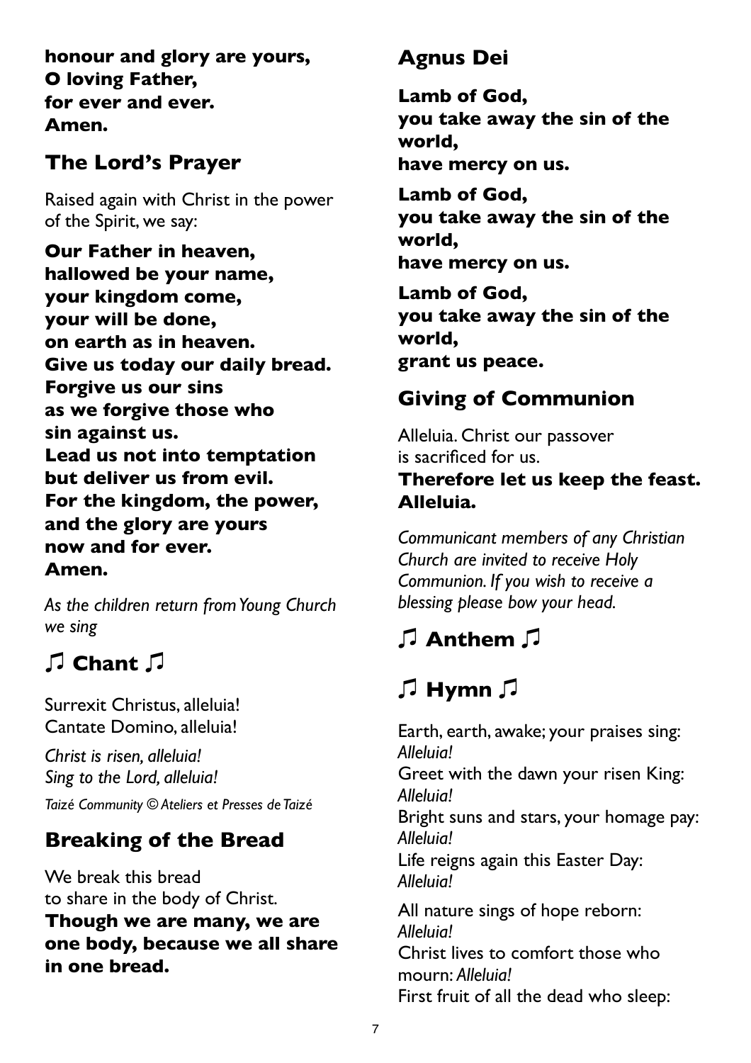**honour and glory are yours,**
**O loving Father,**
**for ever and ever.**
**Amen.**

## The Lord's Prayer

Raised again with Christ in the power of the Spirit, we say:

**Our Father in heaven,**
**hallowed be your name,**
**your kingdom come,**
**your will be done,**
**on earth as in heaven.**
**Give us today our daily bread.**
**Forgive us our sins**
**as we forgive those who**
**sin against us.**
**Lead us not into temptation**
**but deliver us from evil.**
**For the kingdom, the power,**
**and the glory are yours**
**now and for ever.**
**Amen.**

*As the children return from Young Church we sing*

## ♫ Chant ♫

Surrexit Christus, alleluia!
Cantate Domino, alleluia!

*Christ is risen, alleluia!*
*Sing to the Lord, alleluia!*

*Taizé Community © Ateliers et Presses de Taizé*

## Breaking of the Bread

We break this bread
to share in the body of Christ.
**Though we are many, we are one body, because we all share in one bread.**

## Agnus Dei

**Lamb of God,**
**you take away the sin of the world,**
**have mercy on us.**

**Lamb of God,**
**you take away the sin of the world,**
**have mercy on us.**

**Lamb of God,**
**you take away the sin of the world,**
**grant us peace.**

## Giving of Communion

Alleluia. Christ our passover
is sacrificed for us.
**Therefore let us keep the feast. Alleluia.**

*Communicant members of any Christian Church are invited to receive Holy Communion. If you wish to receive a blessing please bow your head.*

## ♫ Anthem ♫

## ♫ Hymn ♫

Earth, earth, awake; your praises sing: *Alleluia!*
Greet with the dawn your risen King: *Alleluia!*
Bright suns and stars, your homage pay: *Alleluia!*
Life reigns again this Easter Day: *Alleluia!*

All nature sings of hope reborn: *Alleluia!*
Christ lives to comfort those who mourn: *Alleluia!*
First fruit of all the dead who sleep: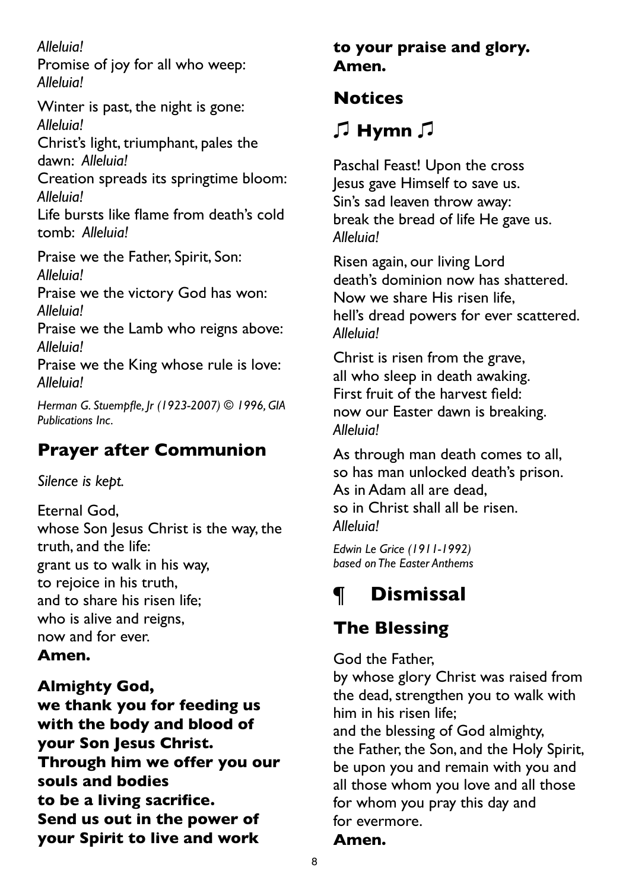*Alleluia!*
Promise of joy for all who weep: *Alleluia!*

Winter is past, the night is gone: *Alleluia!*
Christ's light, triumphant, pales the dawn: *Alleluia!*
Creation spreads its springtime bloom: *Alleluia!*
Life bursts like flame from death's cold tomb: *Alleluia!*

Praise we the Father, Spirit, Son: *Alleluia!*
Praise we the victory God has won: *Alleluia!*
Praise we the Lamb who reigns above: *Alleluia!*
Praise we the King whose rule is love: *Alleluia!*

*Herman G. Stuempfle, Jr (1923-2007) © 1996, GIA Publications Inc.*

## Prayer after Communion

*Silence is kept.*

Eternal God,
whose Son Jesus Christ is the way, the truth, and the life:
grant us to walk in his way,
to rejoice in his truth,
and to share his risen life;
who is alive and reigns,
now and for ever.
**Amen.**

**Almighty God,**
**we thank you for feeding us with the body and blood of your Son Jesus Christ.**
**Through him we offer you our souls and bodies**
**to be a living sacrifice.**
**Send us out in the power of your Spirit to live and work**
**to your praise and glory.**
**Amen.**

## Notices

## ♫ Hymn ♫

Paschal Feast! Upon the cross
Jesus gave Himself to save us.
Sin's sad leaven throw away:
break the bread of life He gave us.
*Alleluia!*

Risen again, our living Lord
death's dominion now has shattered.
Now we share His risen life,
hell's dread powers for ever scattered.
*Alleluia!*

Christ is risen from the grave,
all who sleep in death awaking.
First fruit of the harvest field:
now our Easter dawn is breaking.
*Alleluia!*

As through man death comes to all,
so has man unlocked death's prison.
As in Adam all are dead,
so in Christ shall all be risen.
*Alleluia!*

*Edwin Le Grice (1911-1992)*
*based on The Easter Anthems*

# ¶ Dismissal

## The Blessing

God the Father,
by whose glory Christ was raised from the dead, strengthen you to walk with him in his risen life;
and the blessing of God almighty,
the Father, the Son, and the Holy Spirit,
be upon you and remain with you and all those whom you love and all those for whom you pray this day and for evermore.
**Amen.**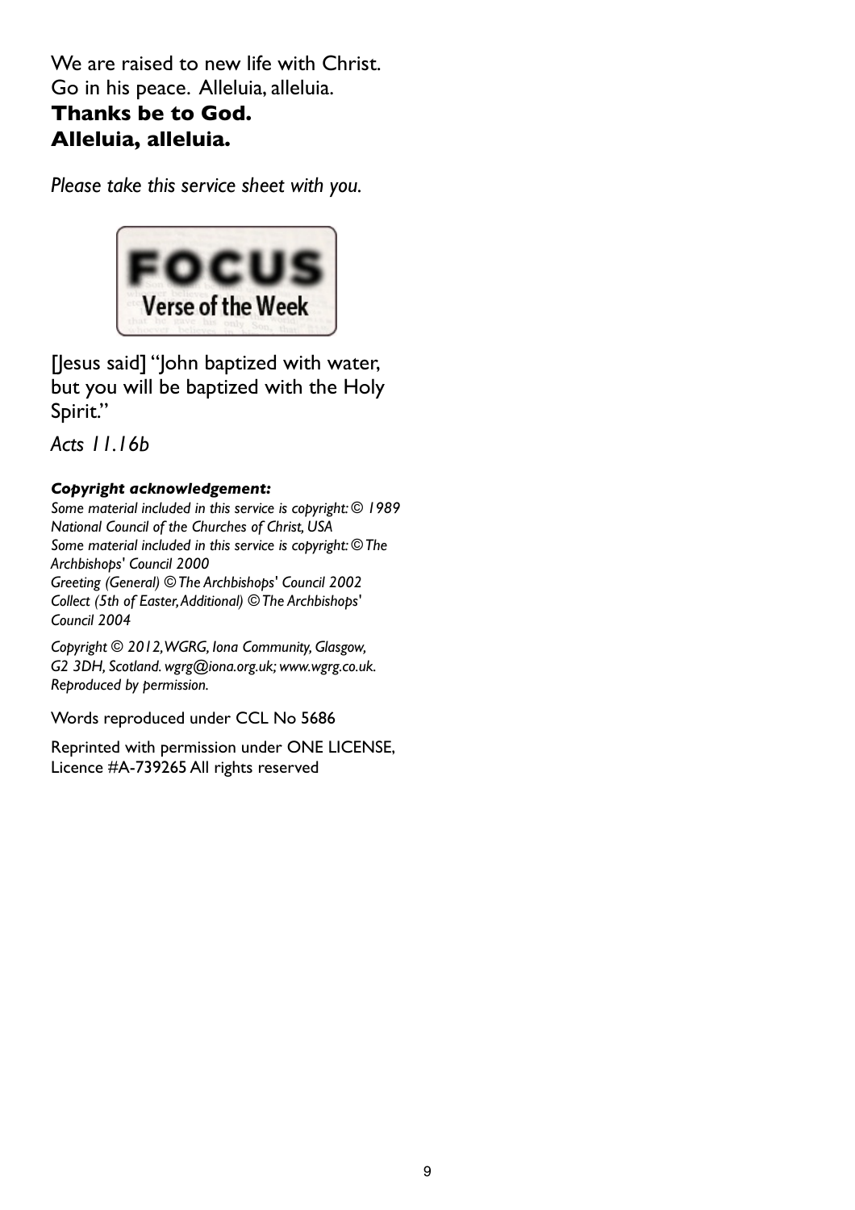We are raised to new life with Christ.
Go in his peace. Alleluia, alleluia.
**Thanks be to God.**
**Alleluia, alleluia.**

*Please take this service sheet with you.*

**FOCUS**
**Verse of the Week**

[Jesus said] "John baptized with water, but you will be baptized with the Holy Spirit."

*Acts 11.16b*

***Copyright acknowledgement:***
*Some material included in this service is copyright: © 1989 National Council of the Churches of Christ, USA*
*Some material included in this service is copyright: © The Archbishops' Council 2000*
*Greeting (General) © The Archbishops' Council 2002*
*Collect (5th of Easter, Additional) © The Archbishops' Council 2004*

*Copyright © 2012, WGRG, Iona Community, Glasgow, G2 3DH, Scotland. wgrg@iona.org.uk; www.wgrg.co.uk. Reproduced by permission.*

Words reproduced under CCL No 5686

Reprinted with permission under ONE LICENSE, Licence #A-739265 All rights reserved